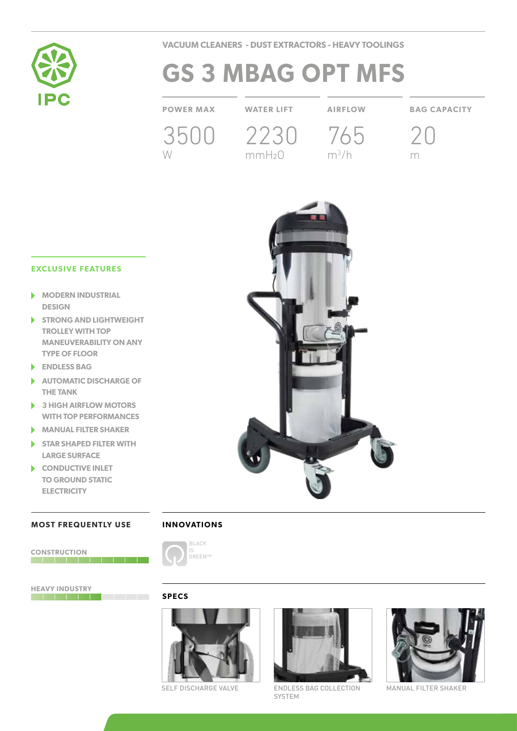IPC

VACUUM CLEANERS - DUST EXTRACTORS - HEAVY TOOLINGS

# GS 3 MBAG OPT MFS

| POWER MAX | WATER LIFT | AIRFLOW | BAG CAPACITY |
|---|---|---|---|
| 3500 W | 2230 $mmH_2O$ | 765 $m^3/h$ | 20 m |

## EXCLUSIVE FEATURES

- MODERN INDUSTRIAL DESIGN
- STRONG AND LIGHTWEIGHT TROLLEY WITH TOP MANEUVERABILITY ON ANY TYPE OF FLOOR
- ENDLESS BAG
- AUTOMATIC DISCHARGE OF THE TANK
- 3 HIGH AIRFLOW MOTORS WITH TOP PERFORMANCES
- MANUAL FILTER SHAKER
- STAR SHAPED FILTER WITH LARGE SURFACE
- CONDUCTIVE INLET TO GROUND STATIC ELECTRICITY

## MOST FREQUENTLY USE

CONSTRUCTION

HEAVY INDUSTRY

## INNOVATIONS

BLACK IS GREEN™

## SPECS

SELF DISCHARGE VALVE

ENDLESS BAG COLLECTION SYSTEM

MANUAL FILTER SHAKER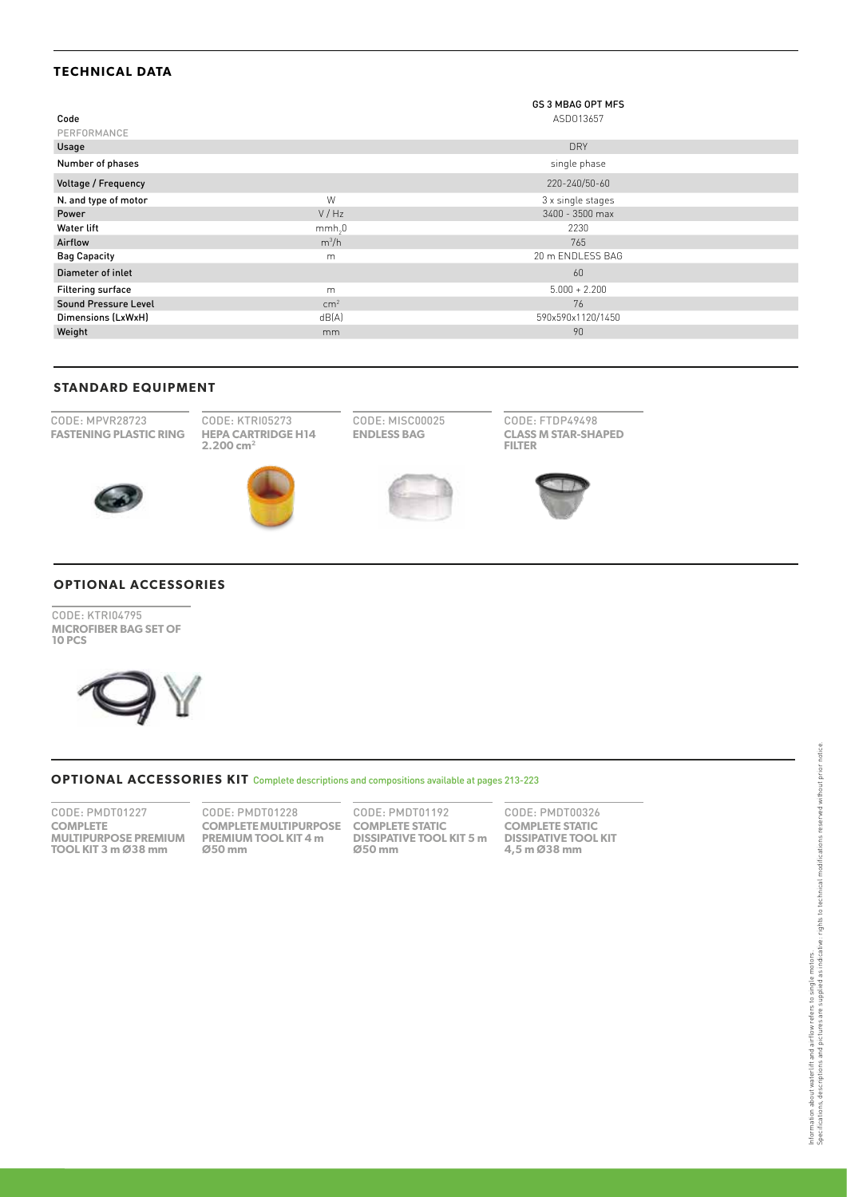## TECHNICAL DATA

| | | GS 3 MBAG OPT MFS |
|---|---|---|
| Code | | ASD013657 |
| PERFORMANCE | | |
| Usage | | DRY |
| Number of phases | | single phase |
| Voltage / Frequency | | 220-240/50-60 |
| N. and type of motor | W | 3 x single stages |
| Power | V / Hz | 3400 - 3500 max |
| Water lift | mmh$_2$0 | 2230 |
| Airflow | m$^3$/h | 765 |
| Bag Capacity | m | 20 m ENDLESS BAG |
| Diameter of inlet | | 60 |
| Filtering surface | m | 5.000 + 2.200 |
| Sound Pressure Level | cm$^2$ | 76 |
| Dimensions (LxWxH) | dB(A) | 590x590x1120/1450 |
| Weight | mm | 90 |

## STANDARD EQUIPMENT

CODE: MPVR28723
**FASTENING PLASTIC RING**

CODE: KTRI05273
**HEPA CARTRIDGE H14 2.200 cm$^2$**

CODE: MISC00025
**ENDLESS BAG**

CODE: FTDP49498
**CLASS M STAR-SHAPED FILTER**

## OPTIONAL ACCESSORIES

CODE: KTRI04795
**MICROFIBER BAG SET OF 10 PCS**

## OPTIONAL ACCESSORIES KIT

Complete descriptions and compositions available at pages 213-223

CODE: PMDT01227
**COMPLETE MULTIPURPOSE PREMIUM TOOL KIT 3 m Ø38 mm**

CODE: PMDT01228
**COMPLETE MULTIPURPOSE PREMIUM TOOL KIT 4 m Ø50 mm**

CODE: PMDT01192
**COMPLETE STATIC DISSIPATIVE TOOL KIT 5 m Ø50 mm**

CODE: PMDT00326
**COMPLETE STATIC DISSIPATIVE TOOL KIT 4,5 m Ø38 mm**

Information about waterlift and airflow refers to single motors.
Specifications, descriptions and pictures are supplied as indicative: rights to technical modifications reserved without prior notice.